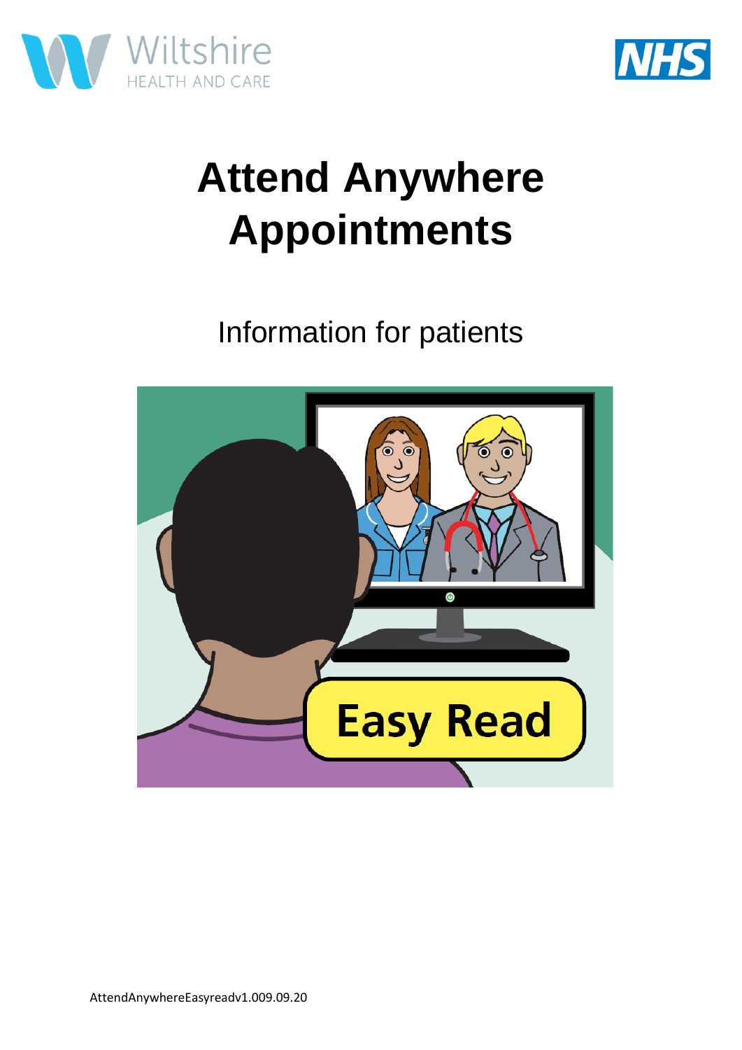# Attend Anywhere Appointments

Information for patients

Easy Read

AttendAnywhereEasyreadv1.009.09.20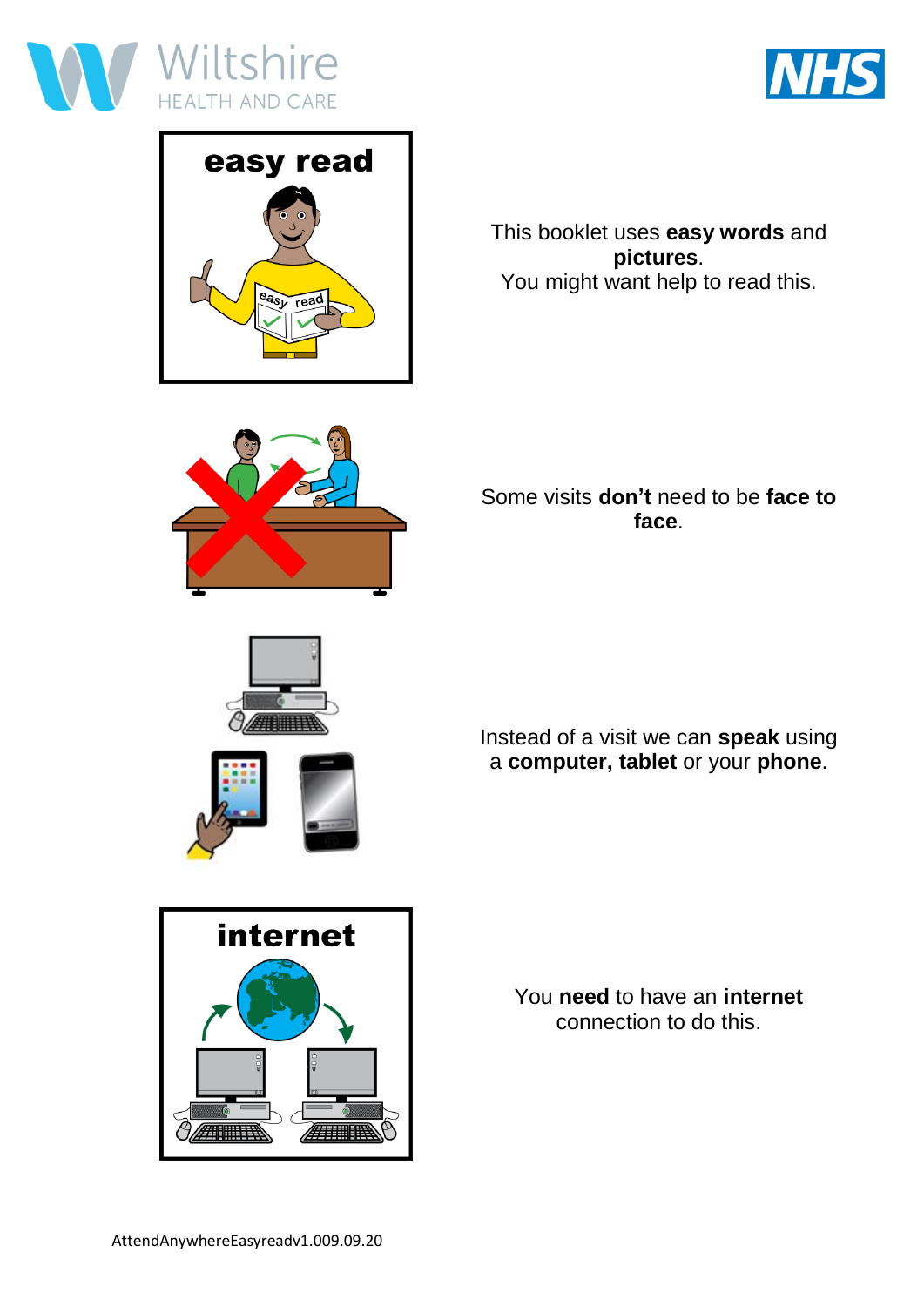This booklet uses **easy words** and **pictures**.
You might want help to read this.

Some visits **don't** need to be **face to face**.

Instead of a visit we can **speak** using a **computer, tablet** or your **phone**.

You **need** to have an **internet** connection to do this.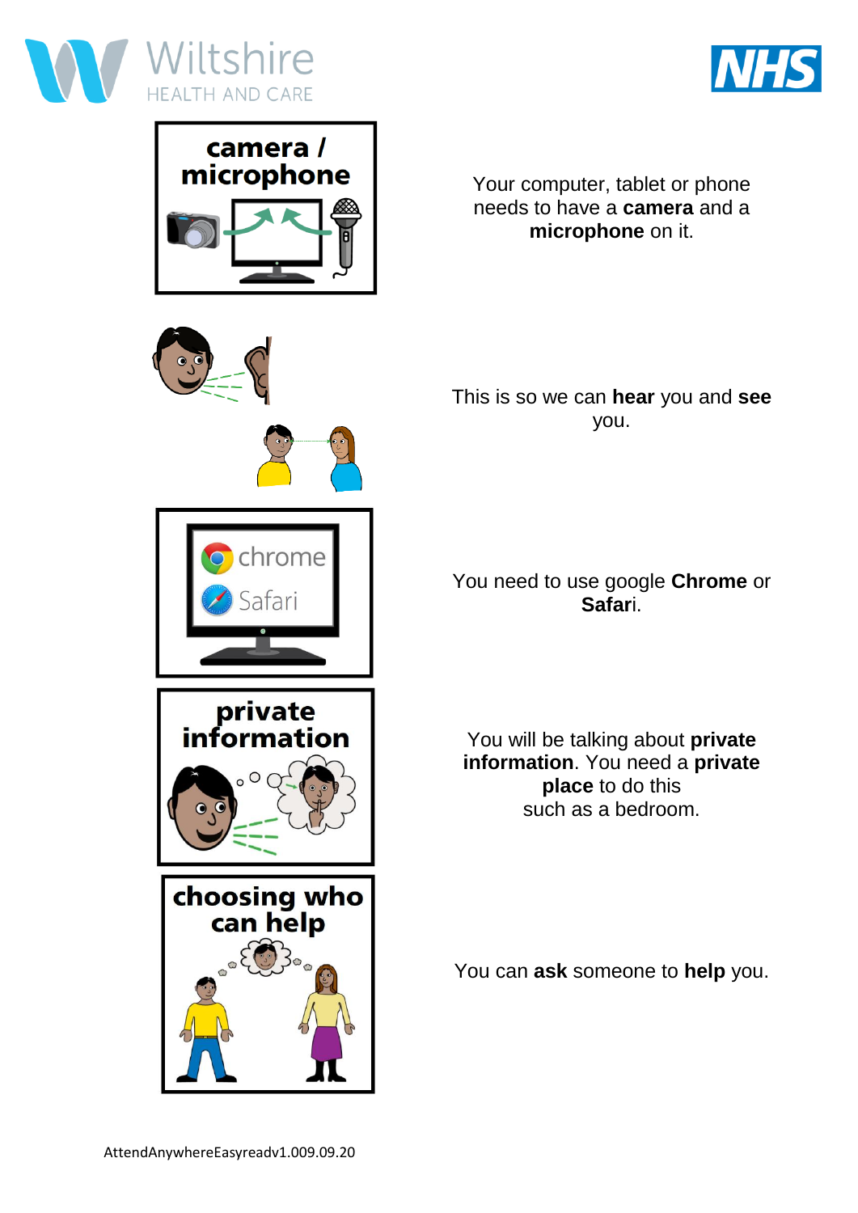Your computer, tablet or phone needs to have a **camera** and a **microphone** on it.

This is so we can **hear** you and **see** you.

You need to use google **Chrome** or **Safari**.

You will be talking about **private information**. You need a **private place** to do this such as a bedroom.

You can **ask** someone to **help** you.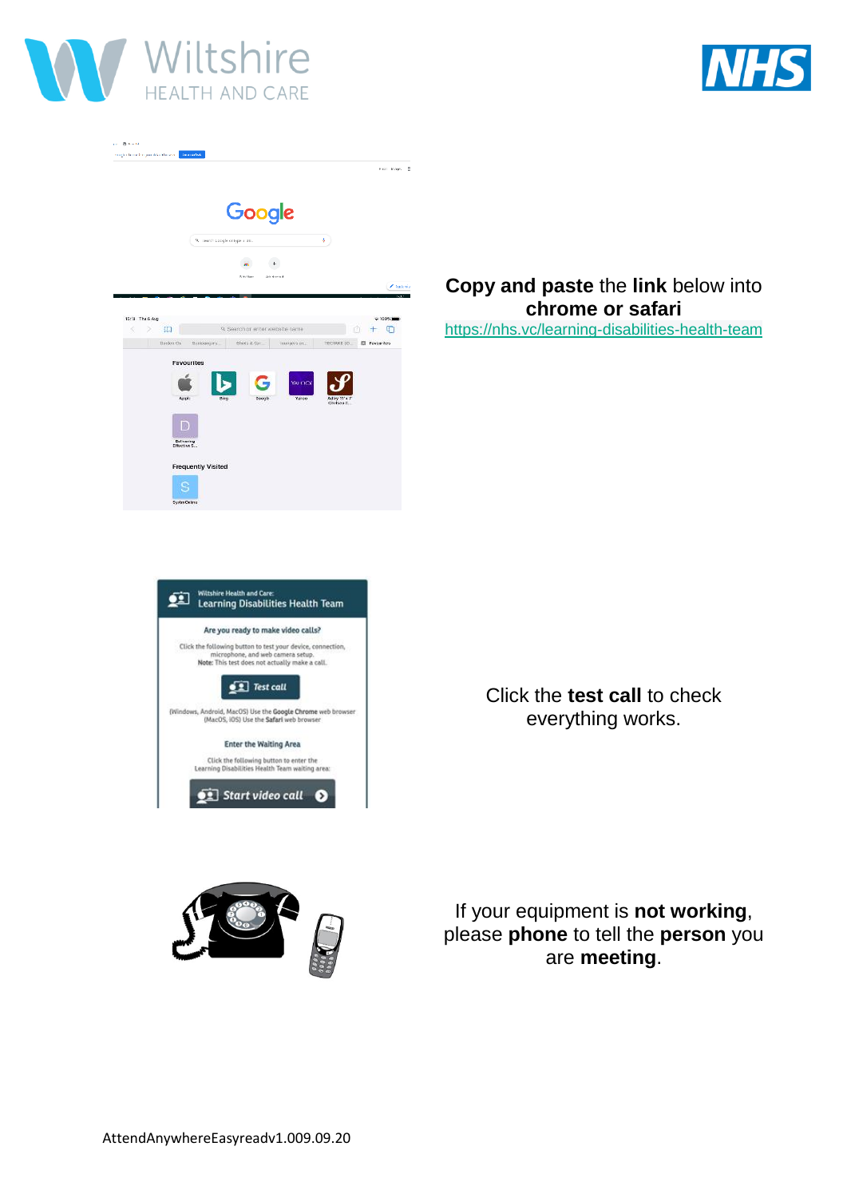**Copy and paste** the **link** below into **chrome or safari**

https://nhs.vc/learning-disabilities-health-team

Click the **test call** to check everything works.

If your equipment is **not working**, please **phone** to tell the **person** you are **meeting**.

AttendAnywhereEasyreadv1.009.09.20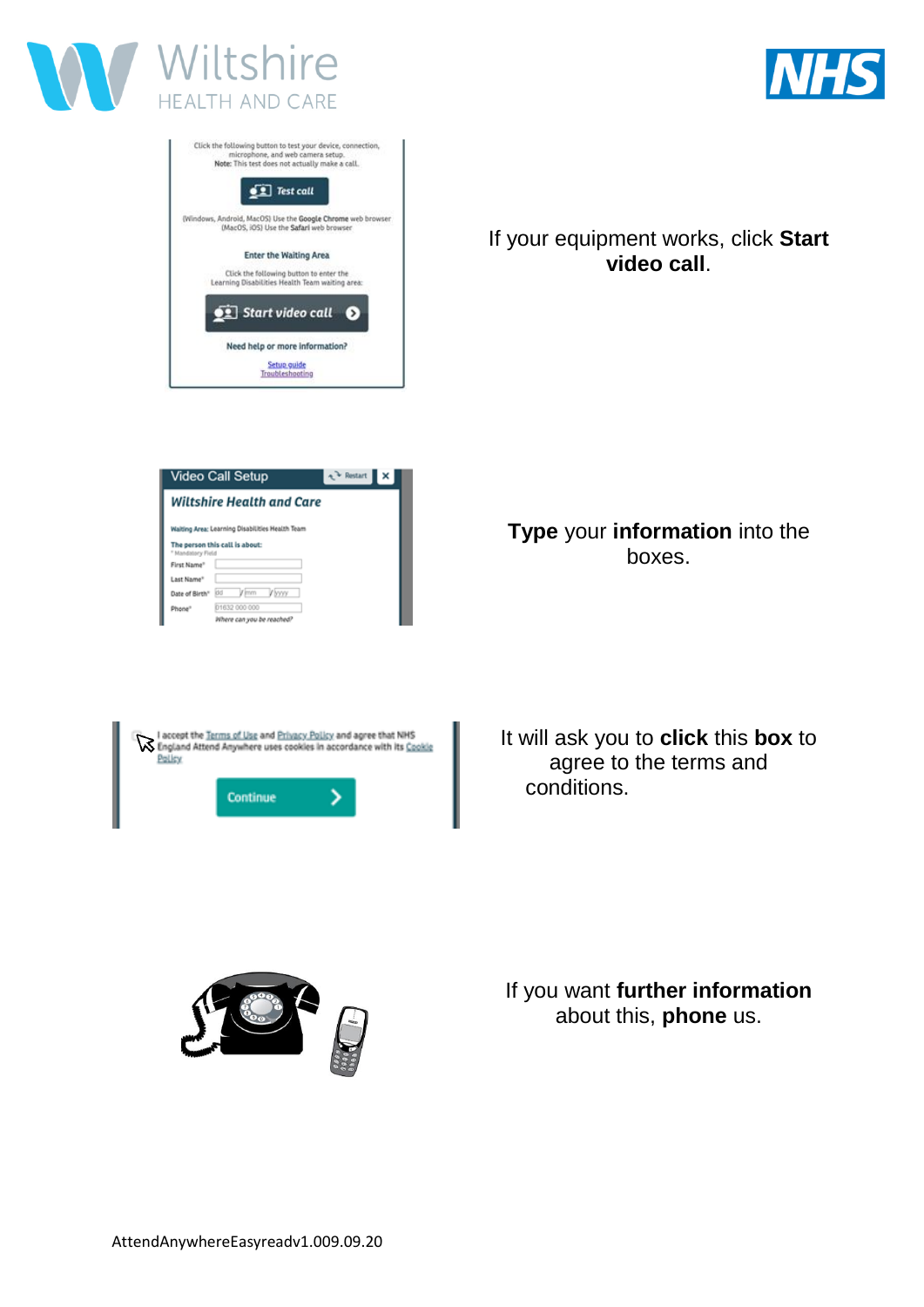If your equipment works, click **Start video call**.

**Type** your **information** into the boxes.

It will ask you to **click** this **box** to agree to the terms and conditions.

If you want **further information** about this, **phone** us.

AttendAnywhereEasyreadv1.009.09.20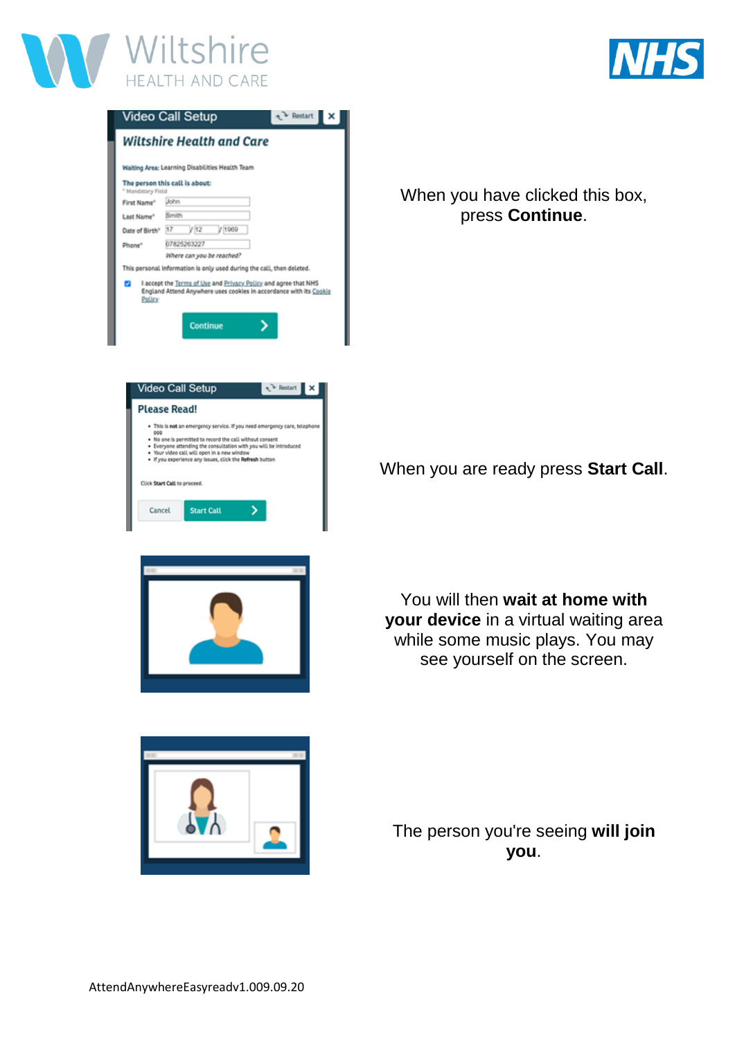When you have clicked this box, press **Continue**.

When you are ready press **Start Call**.

You will then **wait at home with your device** in a virtual waiting area while some music plays. You may see yourself on the screen.

The person you're seeing **will join you**.

AttendAnywhereEasyreadv1.009.09.20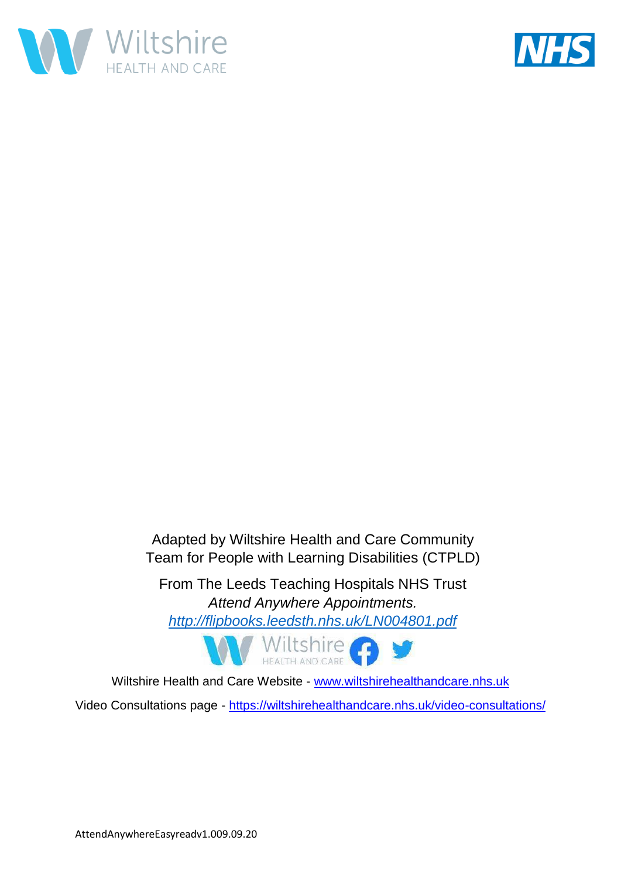Adapted by Wiltshire Health and Care Community Team for People with Learning Disabilities (CTPLD)

From The Leeds Teaching Hospitals NHS Trust
*Attend Anywhere Appointments.*
*http://flipbooks.leedsth.nhs.uk/LN004801.pdf*

Wiltshire Health and Care Website - www.wiltshirehealthandcare.nhs.uk

Video Consultations page - https://wiltshirehealthandcare.nhs.uk/video-consultations/

AttendAnywhereEasyreadv1.009.09.20